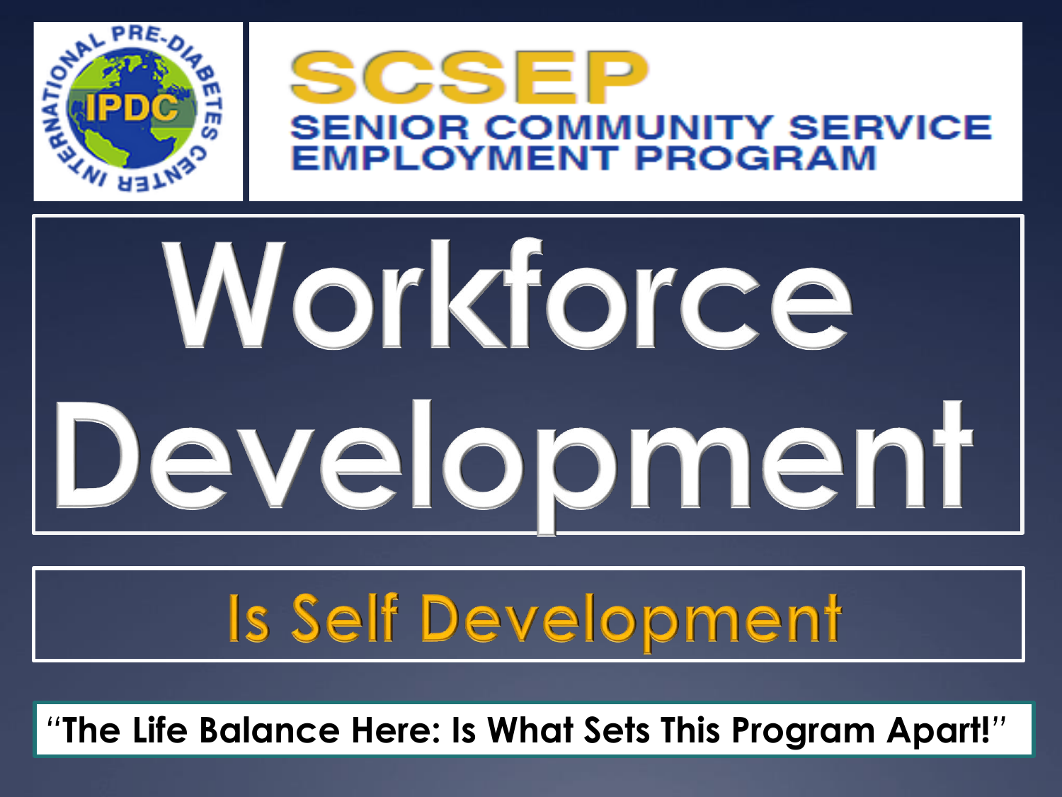INTERNATIONAL PRE-DIABETES CENTER IPDC

**SCSEP**

**SENIOR COMMUNITY SERVICE EMPLOYMENT PROGRAM**

# Workforce Development

## Is Self Development

**"The Life Balance Here: Is What Sets This Program Apart!"**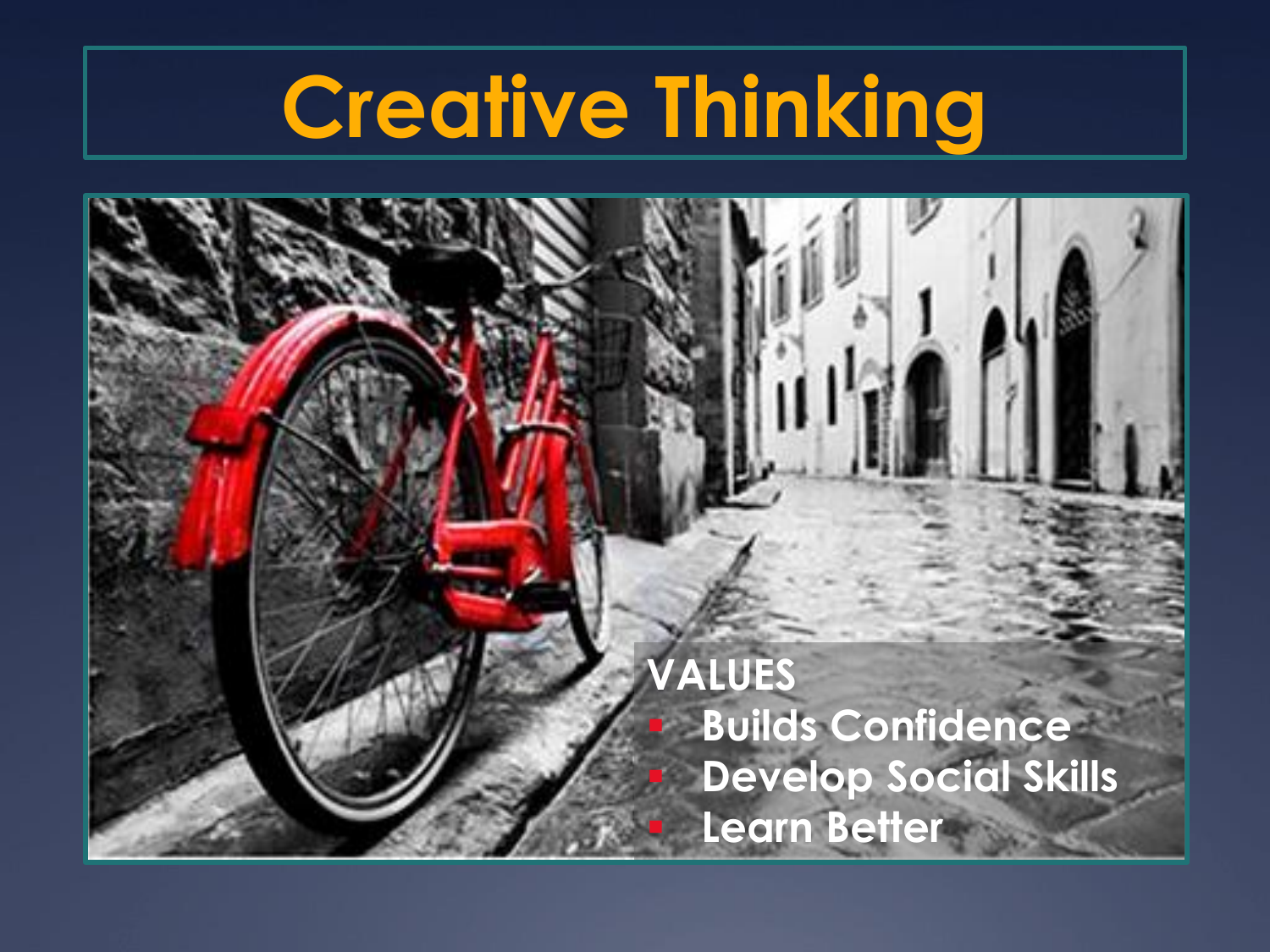# Creative Thinking

VALUES

- Builds Confidence
- Develop Social Skills
- Learn Better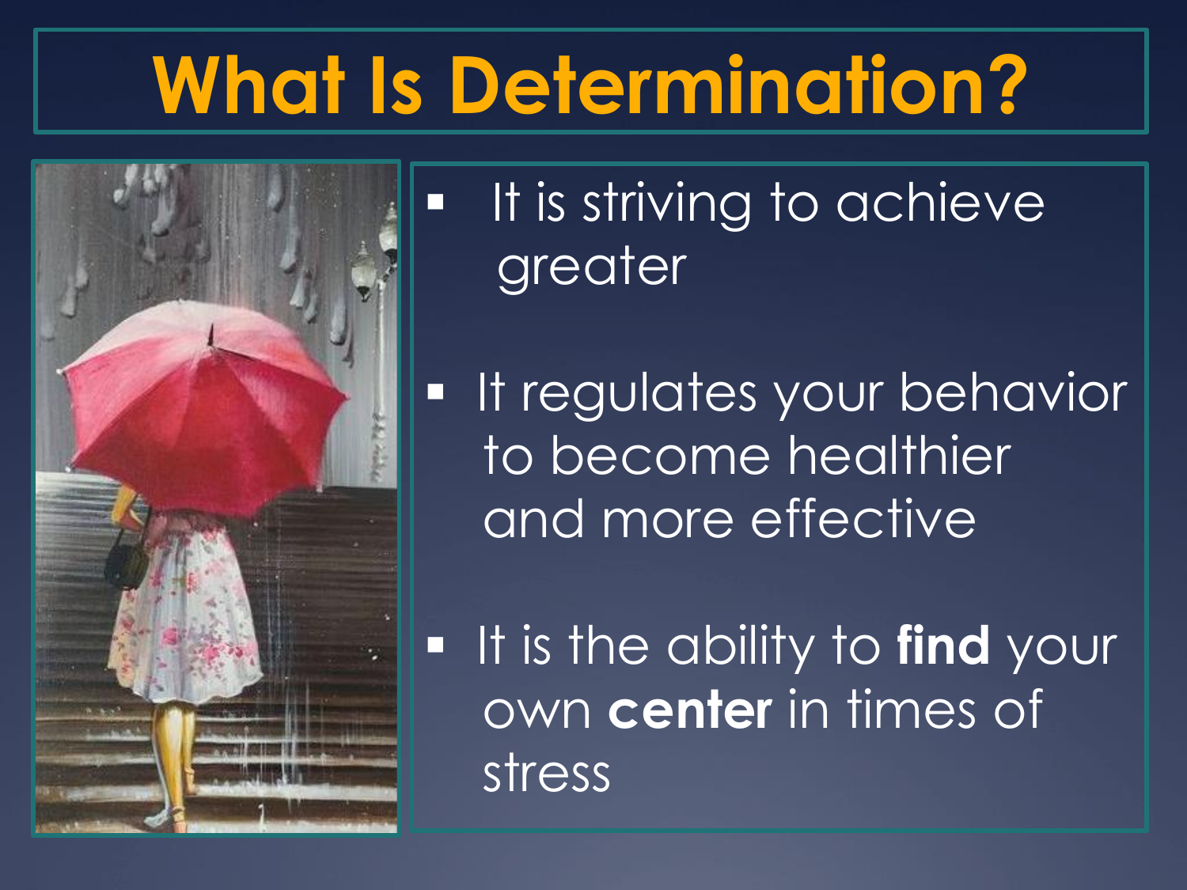# What Is Determination?

- It is striving to achieve greater
- It regulates your behavior to become healthier and more effective
- It is the ability to **find** your own **center** in times of stress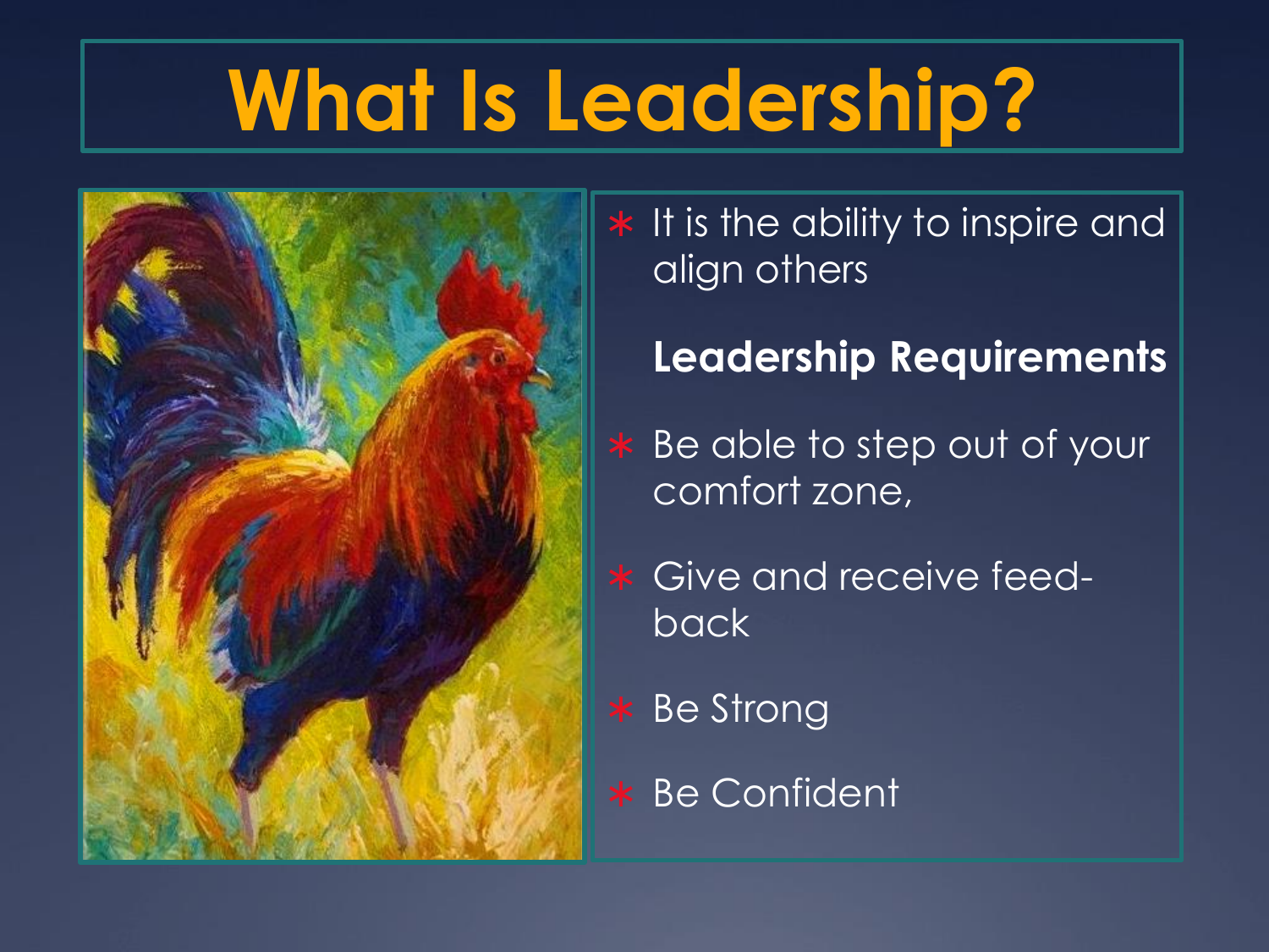# What Is Leadership?

* It is the ability to inspire and align others

**Leadership Requirements**

* Be able to step out of your comfort zone,
* Give and receive feed-back
* Be Strong
* Be Confident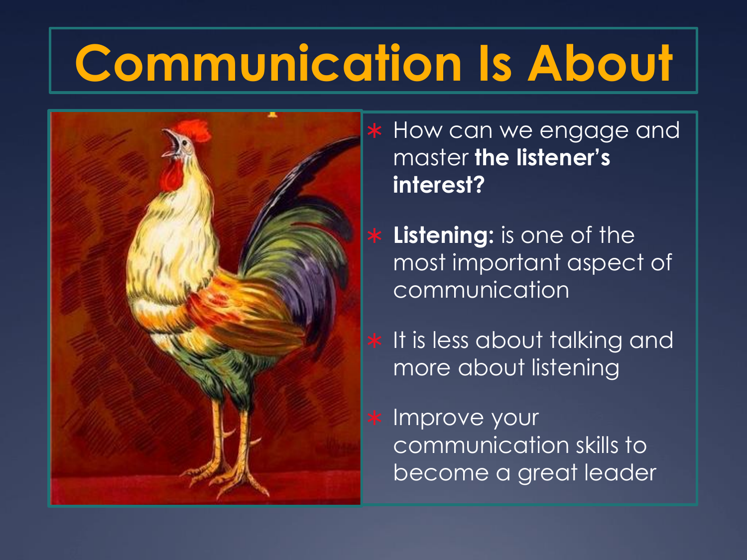# Communication Is About

* How can we engage and master **the listener's interest?**
* **Listening:** is one of the most important aspect of communication
* It is less about talking and more about listening
* Improve your communication skills to become a great leader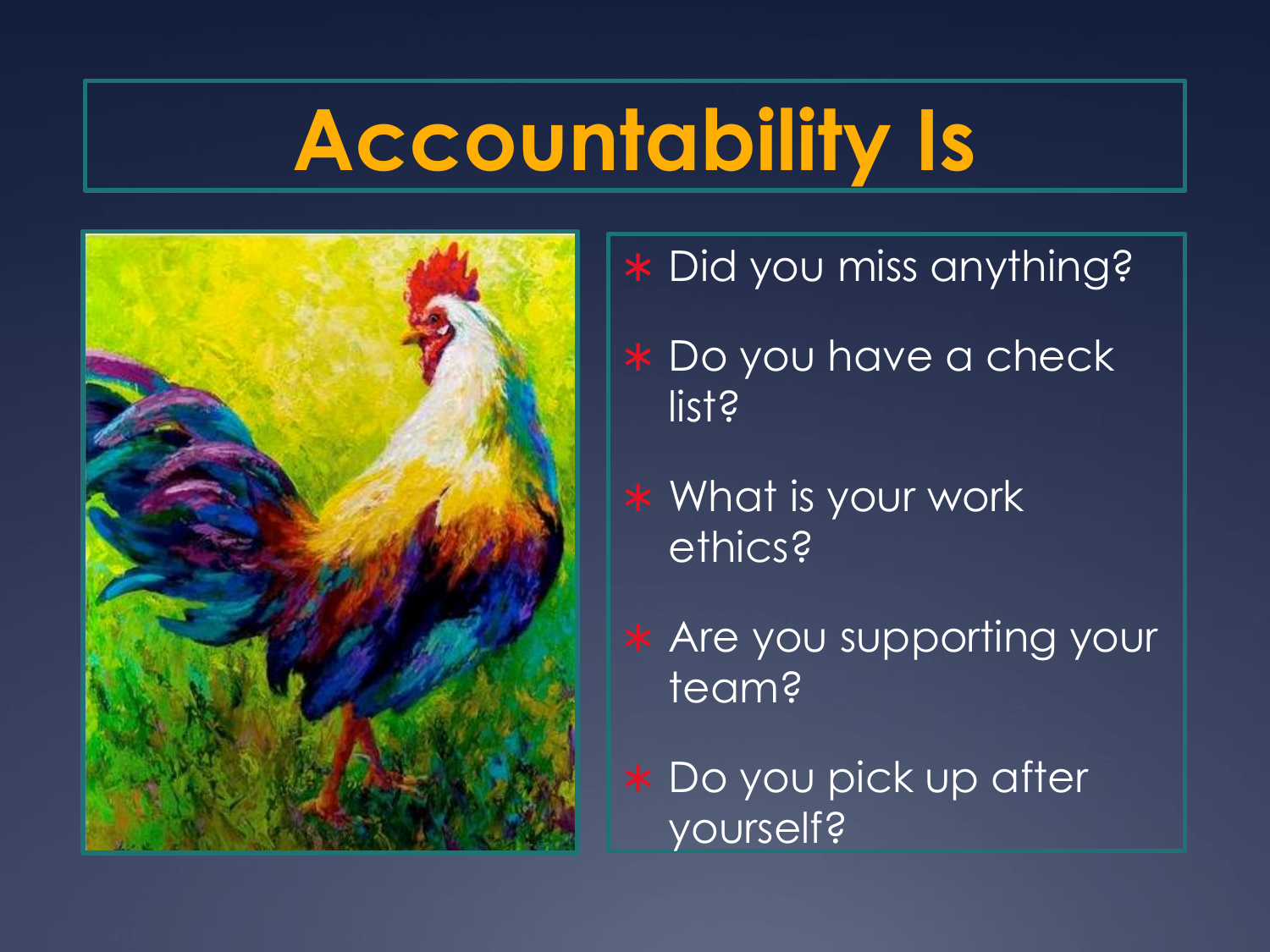# Accountability Is

- Did you miss anything?
- Do you have a check list?
- What is your work ethics?
- Are you supporting your team?
- Do you pick up after yourself?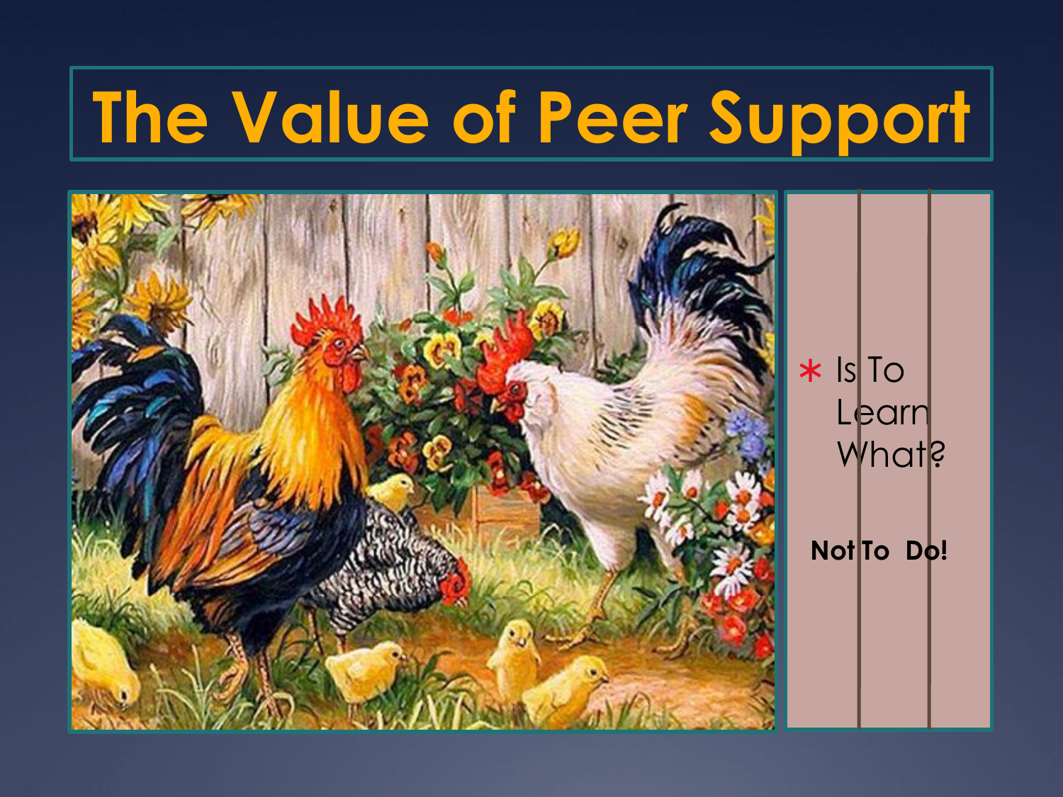# The Value of Peer Support

- Is To Learn What?

**Not To Do!**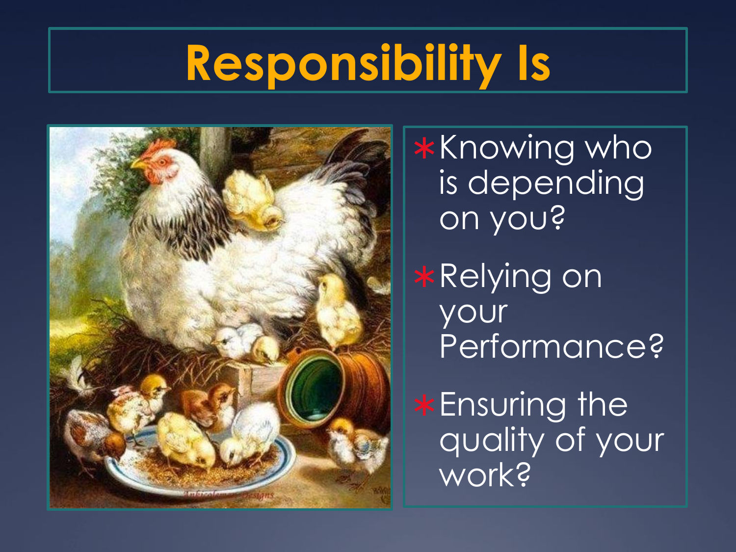# Responsibility Is

- Knowing who is depending on you?
- Relying on your Performance?
- Ensuring the quality of your work?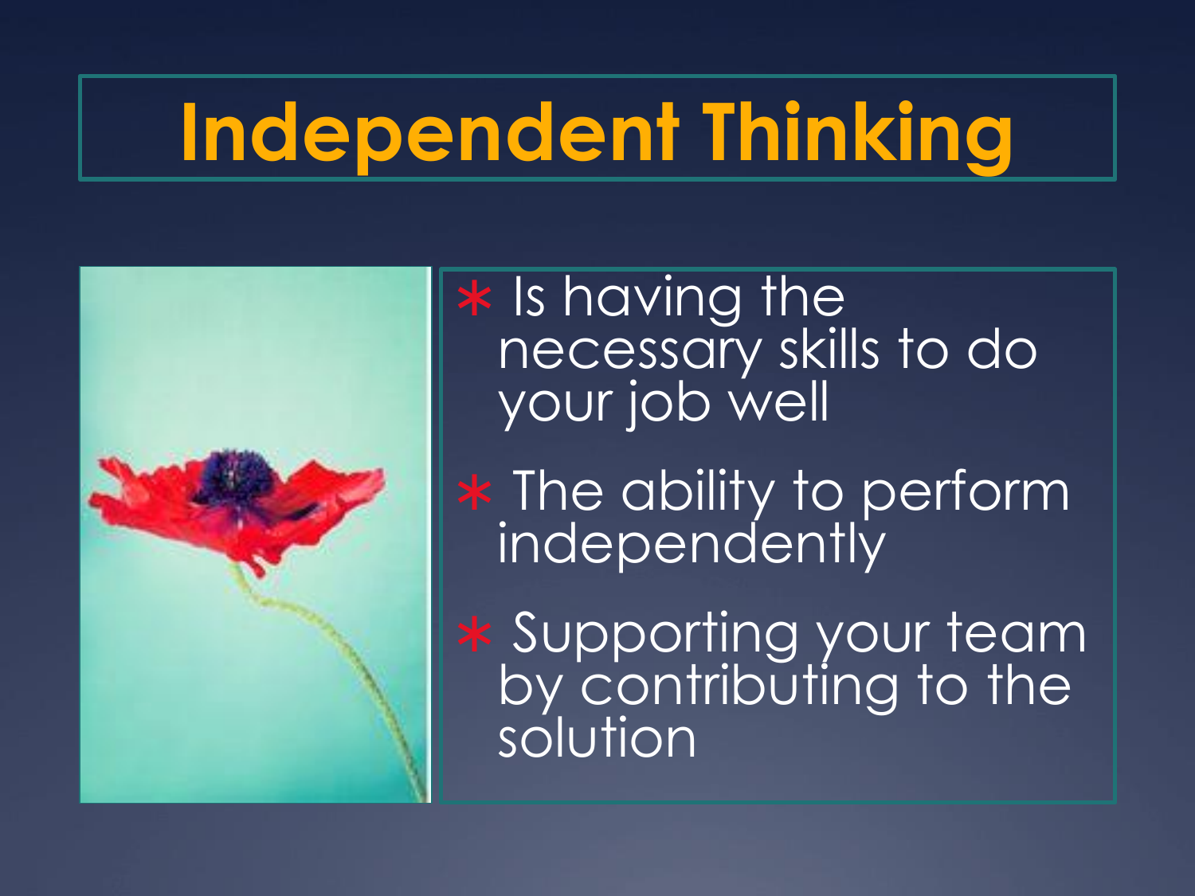# Independent Thinking

- Is having the necessary skills to do your job well
- The ability to perform independently
- Supporting your team by contributing to the solution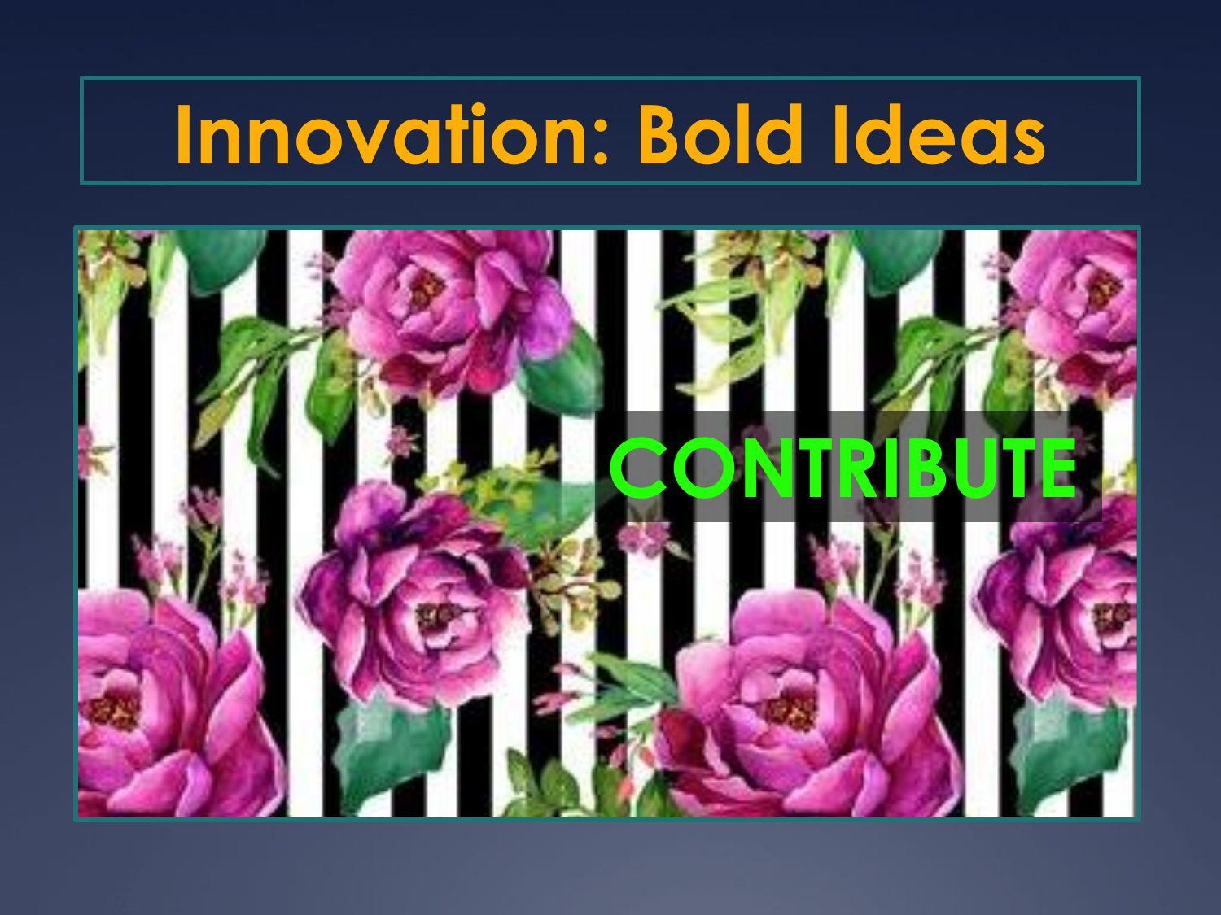# Innovation: Bold Ideas

CONTRIBUTE